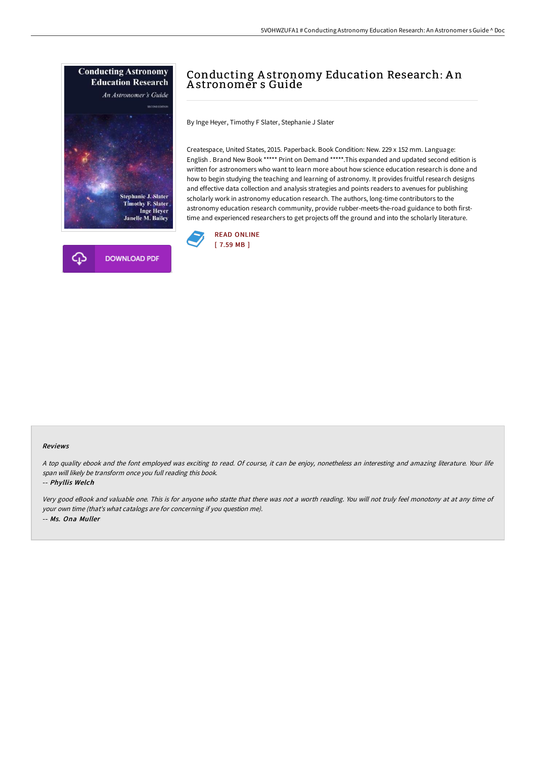# Conducting Astronomy Education Research: An Astronomer s Guide

By Inge Heyer, Timothy F Slater, Stephanie J Slater

Createspace, United States, 2015. Paperback. Book Condition: New. 229 x 152 mm. Language: English . Brand New Book ***** Print on Demand *****.This expanded and updated second edition is written for astronomers who want to learn more about how science education research is done and how to begin studying the teaching and learning of astronomy. It provides fruitful research designs and effective data collection and analysis strategies and points readers to avenues for publishing scholarly work in astronomy education research. The authors, long-time contributors to the astronomy education research community, provide rubber-meets-the-road guidance to both first-time and experienced researchers to get projects off the ground and into the scholarly literature.

READ ONLINE
[ 7.59 MB ]

DOWNLOAD PDF

### Reviews

*A top quality ebook and the font employed was exciting to read. Of course, it can be enjoy, nonetheless an interesting and amazing literature. Your life span will likely be transform once you full reading this book.*

-- ***Phyllis Welch***

*Very good eBook and valuable one. This is for anyone who statte that there was not a worth reading. You will not truly feel monotony at at any time of your own time (that's what catalogs are for concerning if you question me).*

-- ***Ms. Ona Muller***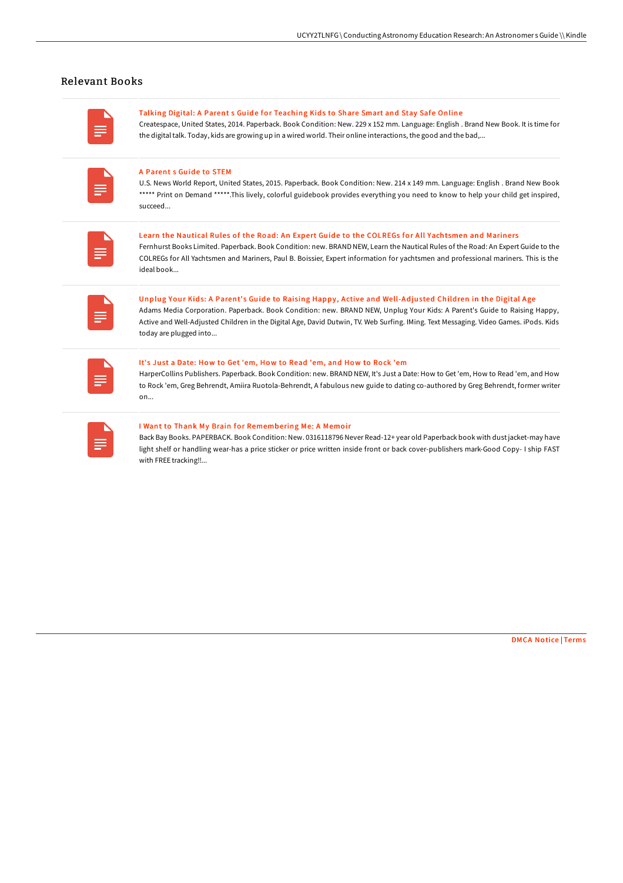## Relevant Books

### Talking Digital: A Parent s Guide for Teaching Kids to Share Smart and Stay Safe Online

Createspace, United States, 2014. Paperback. Book Condition: New. 229 x 152 mm. Language: English . Brand New Book. It is time for the digital talk. Today, kids are growing up in a wired world. Their online interactions, the good and the bad,...

### A Parent s Guide to STEM

U.S. News World Report, United States, 2015. Paperback. Book Condition: New. 214 x 149 mm. Language: English . Brand New Book ***** Print on Demand *****.This lively, colorful guidebook provides everything you need to know to help your child get inspired, succeed...

### Learn the Nautical Rules of the Road: An Expert Guide to the COLREGs for All Yachtsmen and Mariners

Fernhurst Books Limited. Paperback. Book Condition: new. BRAND NEW, Learn the Nautical Rules of the Road: An Expert Guide to the COLREGs for All Yachtsmen and Mariners, Paul B. Boissier, Expert information for yachtsmen and professional mariners. This is the ideal book...

### Unplug Your Kids: A Parent's Guide to Raising Happy, Active and Well-Adjusted Children in the Digital Age

Adams Media Corporation. Paperback. Book Condition: new. BRAND NEW, Unplug Your Kids: A Parent's Guide to Raising Happy, Active and Well-Adjusted Children in the Digital Age, David Dutwin, TV. Web Surfing. IMing. Text Messaging. Video Games. iPods. Kids today are plugged into...

### It's Just a Date: How to Get 'em, How to Read 'em, and How to Rock 'em

HarperCollins Publishers. Paperback. Book Condition: new. BRAND NEW, It's Just a Date: How to Get 'em, How to Read 'em, and How to Rock 'em, Greg Behrendt, Amiira Ruotola-Behrendt, A fabulous new guide to dating co-authored by Greg Behrendt, former writer on...

### I Want to Thank My Brain for Remembering Me: A Memoir

Back Bay Books. PAPERBACK. Book Condition: New. 0316118796 Never Read-12+ year old Paperback book with dust jacket-may have light shelf or handling wear-has a price sticker or price written inside front or back cover-publishers mark-Good Copy- I ship FAST with FREE tracking!!...

DMCA Notice | Terms